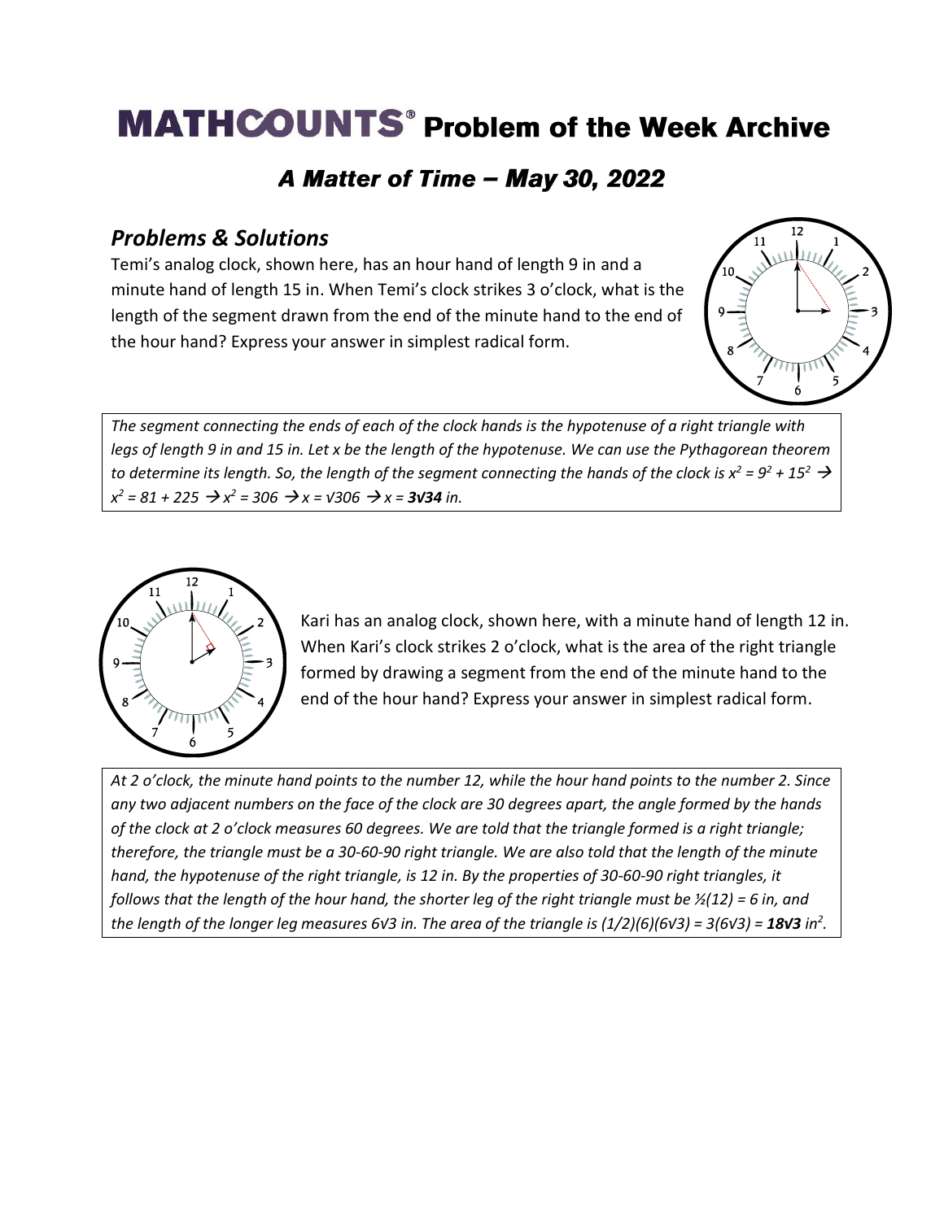# MATHCOUNTS® Problem of the Week Archive

## *A Matter of Time – May 30, 2022*

### *Problems & Solutions*

Temi's analog clock, shown here, has an hour hand of length 9 in and a minute hand of length 15 in. When Temi's clock strikes 3 o'clock, what is the length of the segment drawn from the end of the minute hand to the end of the hour hand? Express your answer in simplest radical form.

*The segment connecting the ends of each of the clock hands is the hypotenuse of a right triangle with legs of length 9 in and 15 in. Let x be the length of the hypotenuse. We can use the Pythagorean theorem to determine its length. So, the length of the segment connecting the hands of the clock is* $x^2 = 9^2 + 15^2 \rightarrow x^2 = 81 + 225 \rightarrow x^2 = 306 \rightarrow x = \sqrt{306} \rightarrow x = \mathbf{3\sqrt{34}}$ *in.*

Kari has an analog clock, shown here, with a minute hand of length 12 in. When Kari's clock strikes 2 o'clock, what is the area of the right triangle formed by drawing a segment from the end of the minute hand to the end of the hour hand? Express your answer in simplest radical form.

*At 2 o'clock, the minute hand points to the number 12, while the hour hand points to the number 2. Since any two adjacent numbers on the face of the clock are 30 degrees apart, the angle formed by the hands of the clock at 2 o'clock measures 60 degrees. We are told that the triangle formed is a right triangle; therefore, the triangle must be a 30-60-90 right triangle. We are also told that the length of the minute hand, the hypotenuse of the right triangle, is 12 in. By the properties of 30-60-90 right triangles, it follows that the length of the hour hand, the shorter leg of the right triangle must be* $\frac{1}{2}(12) = 6$ *in, and the length of the longer leg measures* $6\sqrt{3}$ *in. The area of the triangle is* $(1/2)(6)(6\sqrt{3}) = 3(6\sqrt{3}) = \mathbf{18\sqrt{3}}$ *in*$^2$.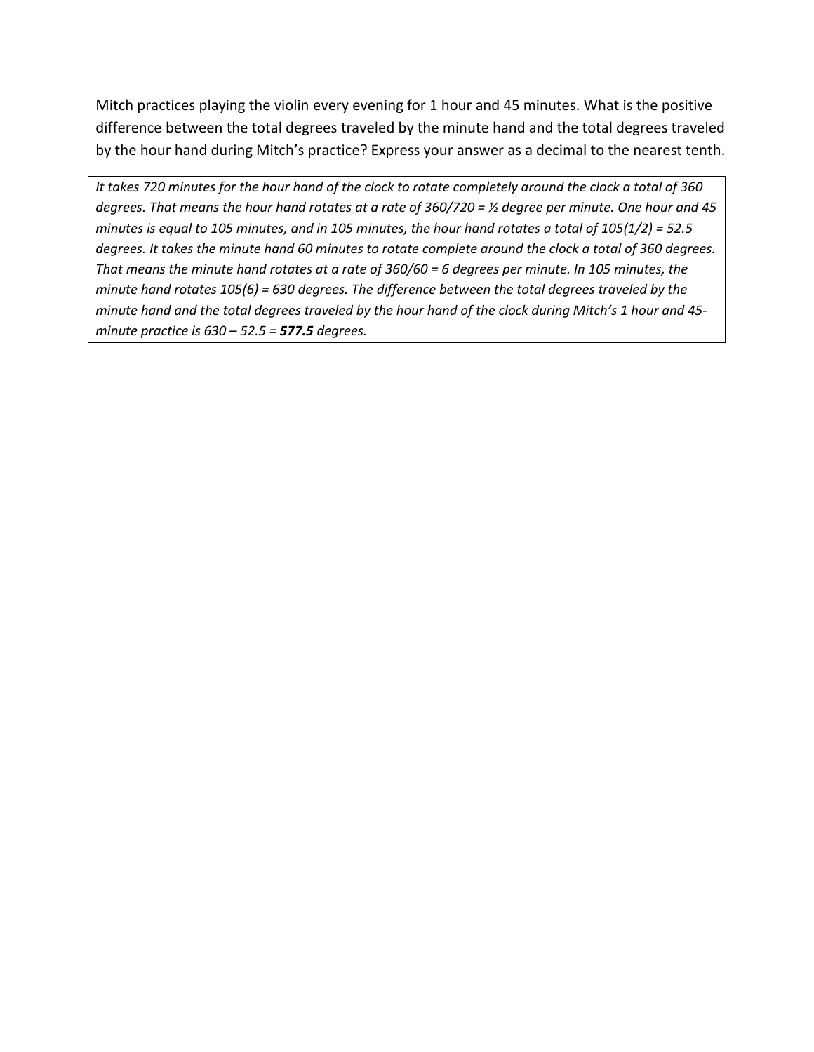Mitch practices playing the violin every evening for 1 hour and 45 minutes. What is the positive difference between the total degrees traveled by the minute hand and the total degrees traveled by the hour hand during Mitch's practice? Express your answer as a decimal to the nearest tenth.

*It takes 720 minutes for the hour hand of the clock to rotate completely around the clock a total of 360 degrees. That means the hour hand rotates at a rate of $360/720 = ½$ degree per minute. One hour and 45 minutes is equal to 105 minutes, and in 105 minutes, the hour hand rotates a total of $105(1/2) = 52.5$ degrees. It takes the minute hand 60 minutes to rotate complete around the clock a total of 360 degrees. That means the minute hand rotates at a rate of $360/60 = 6$ degrees per minute. In 105 minutes, the minute hand rotates $105(6) = 630$ degrees. The difference between the total degrees traveled by the minute hand and the total degrees traveled by the hour hand of the clock during Mitch's 1 hour and 45-minute practice is $630 – 52.5 =$ **577.5** degrees.*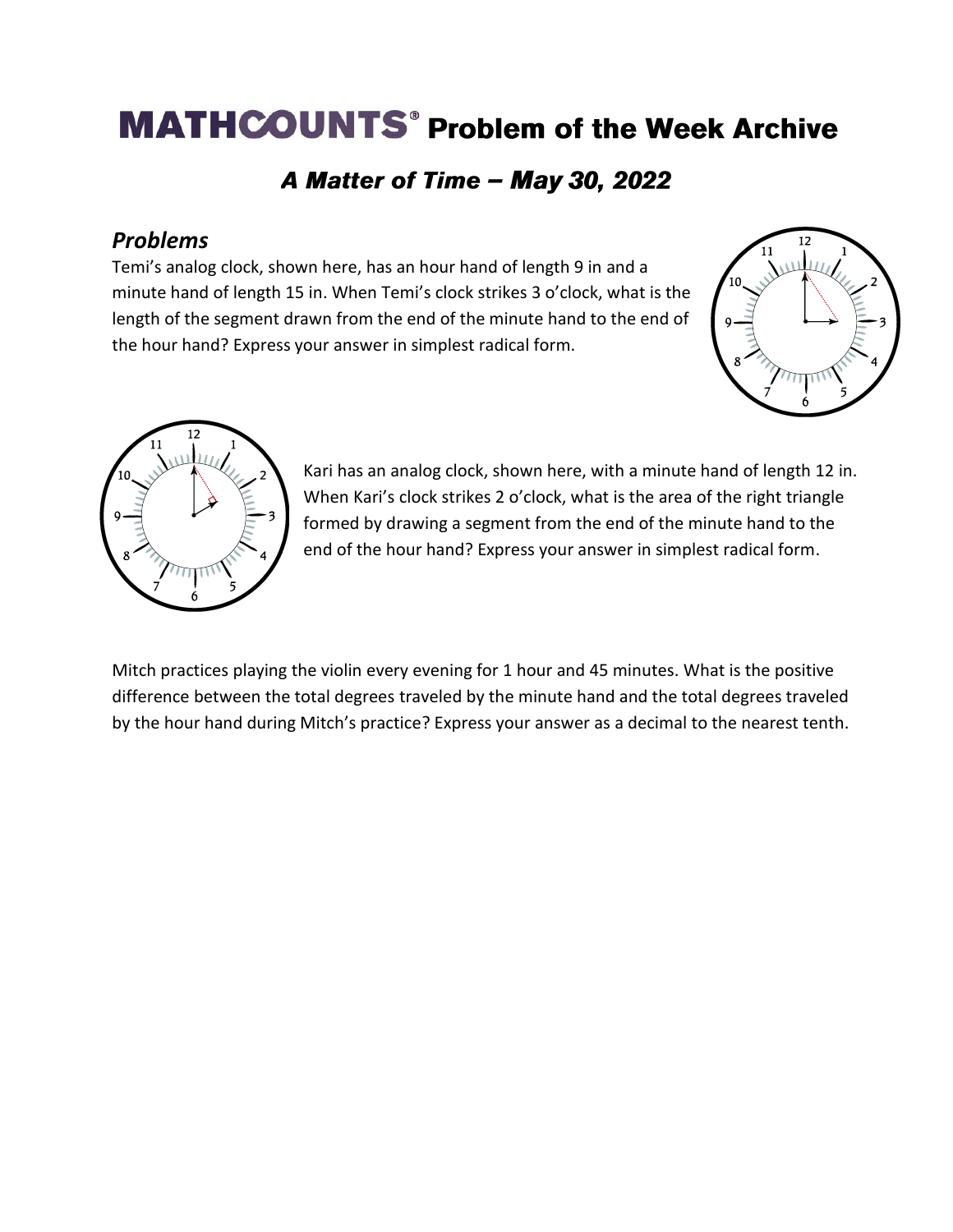# MATHCOUNTS® Problem of the Week Archive

## *A Matter of Time – May 30, 2022*

### *Problems*

Temi's analog clock, shown here, has an hour hand of length 9 in and a minute hand of length 15 in. When Temi's clock strikes 3 o'clock, what is the length of the segment drawn from the end of the minute hand to the end of the hour hand? Express your answer in simplest radical form.

Kari has an analog clock, shown here, with a minute hand of length 12 in. When Kari's clock strikes 2 o'clock, what is the area of the right triangle formed by drawing a segment from the end of the minute hand to the end of the hour hand? Express your answer in simplest radical form.

Mitch practices playing the violin every evening for 1 hour and 45 minutes. What is the positive difference between the total degrees traveled by the minute hand and the total degrees traveled by the hour hand during Mitch's practice? Express your answer as a decimal to the nearest tenth.